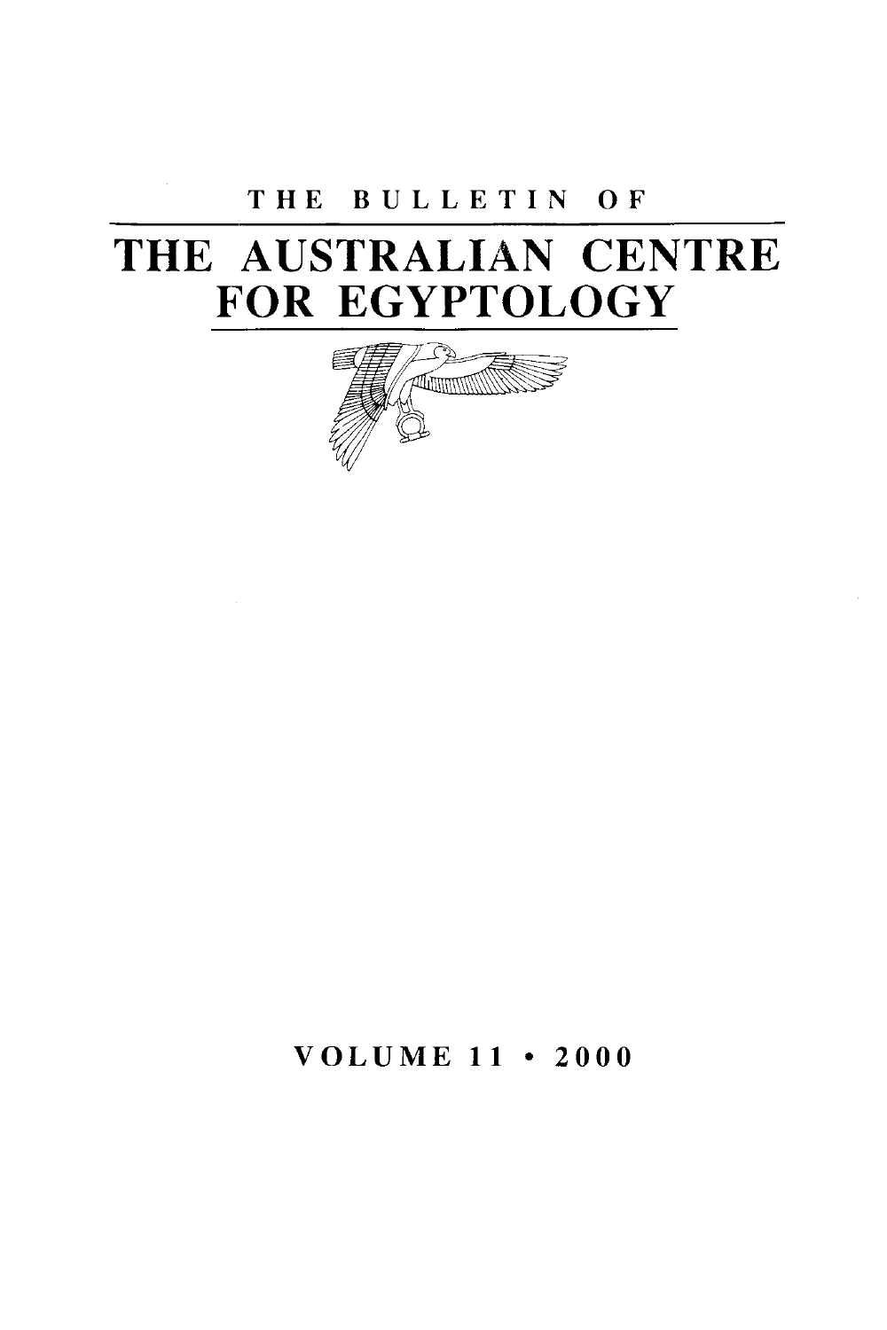THE BULLETIN OF

# THE AUSTRALIAN CENTRE FOR EGYPTOLOGY

VOLUME 11 • 2000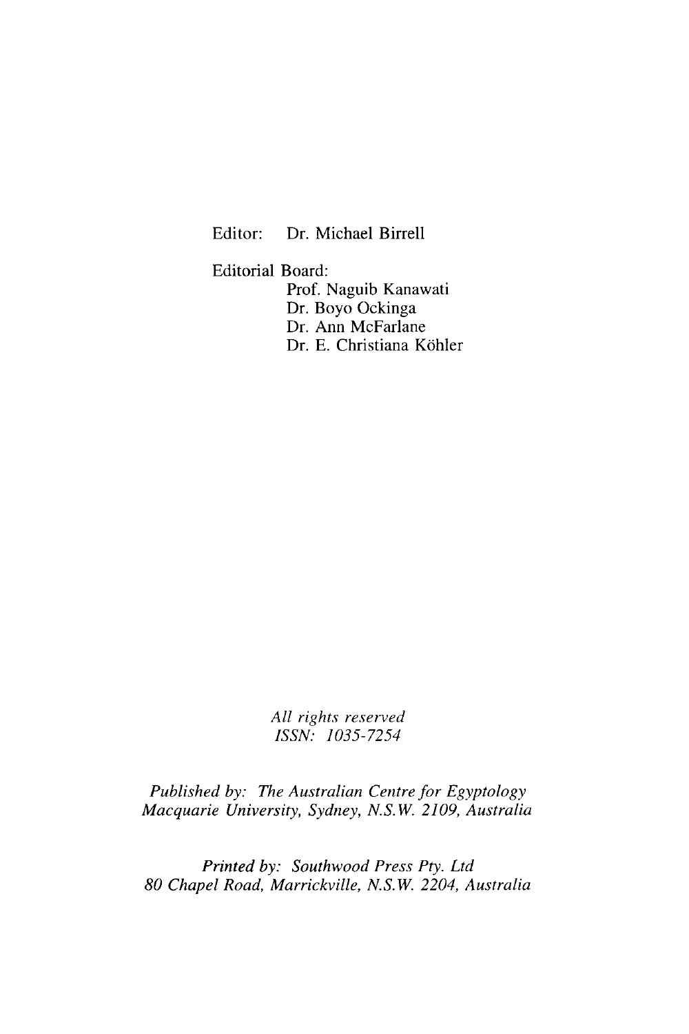Editor: Dr. Michael Birrell

Editorial Board:
Prof. Naguib Kanawati
Dr. Boyo Ockinga
Dr. Ann McFarlane
Dr. E. Christiana Köhler

*All rights reserved*
*ISSN: 1035-7254*

*Published by: The Australian Centre for Egyptology*
*Macquarie University, Sydney, N.S.W. 2109, Australia*

*Printed by: Southwood Press Pty. Ltd*
*80 Chapel Road, Marrickville, N.S.W. 2204, Australia*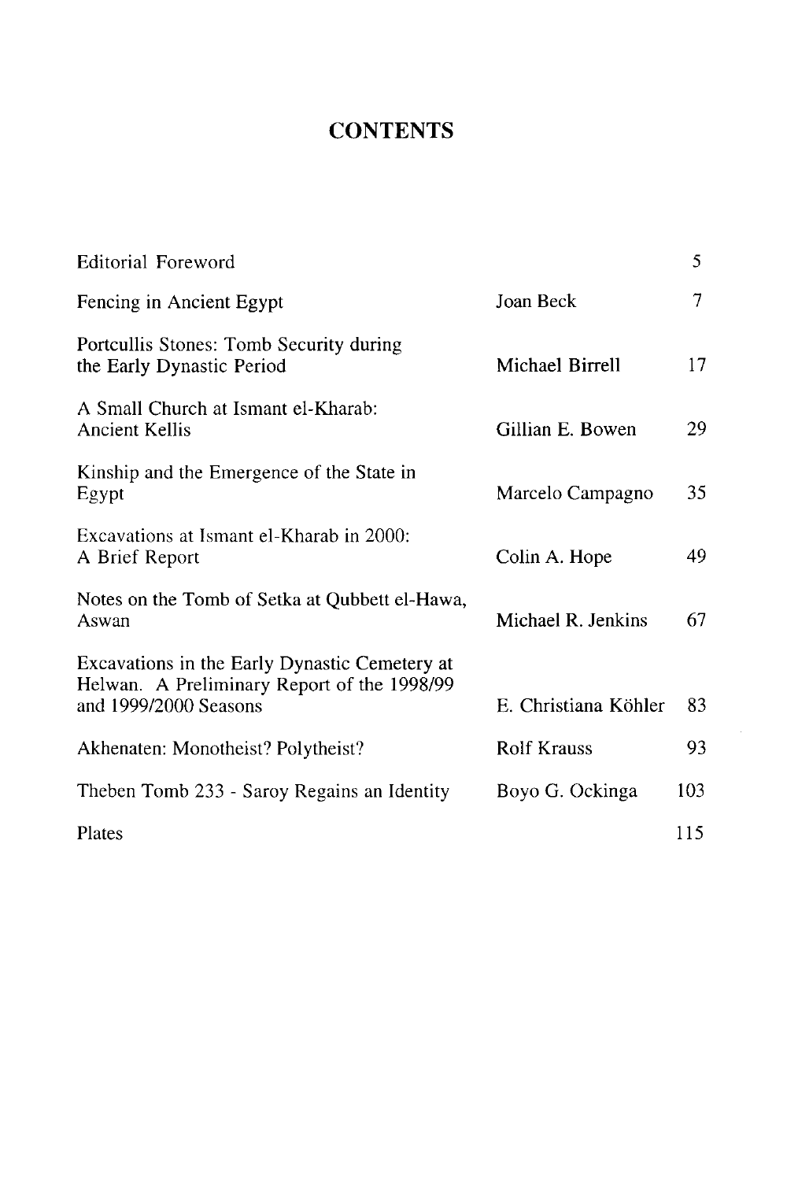# CONTENTS

| | | |
|---|---|---|
| Editorial Foreword | | 5 |
| Fencing in Ancient Egypt | Joan Beck | 7 |
| Portcullis Stones: Tomb Security during the Early Dynastic Period | Michael Birrell | 17 |
| A Small Church at Ismant el-Kharab: Ancient Kellis | Gillian E. Bowen | 29 |
| Kinship and the Emergence of the State in Egypt | Marcelo Campagno | 35 |
| Excavations at Ismant el-Kharab in 2000: A Brief Report | Colin A. Hope | 49 |
| Notes on the Tomb of Setka at Qubbett el-Hawa, Aswan | Michael R. Jenkins | 67 |
| Excavations in the Early Dynastic Cemetery at Helwan. A Preliminary Report of the 1998/99 and 1999/2000 Seasons | E. Christiana Köhler | 83 |
| Akhenaten: Monotheist? Polytheist? | Rolf Krauss | 93 |
| Theben Tomb 233 - Saroy Regains an Identity | Boyo G. Ockinga | 103 |
| Plates | | 115 |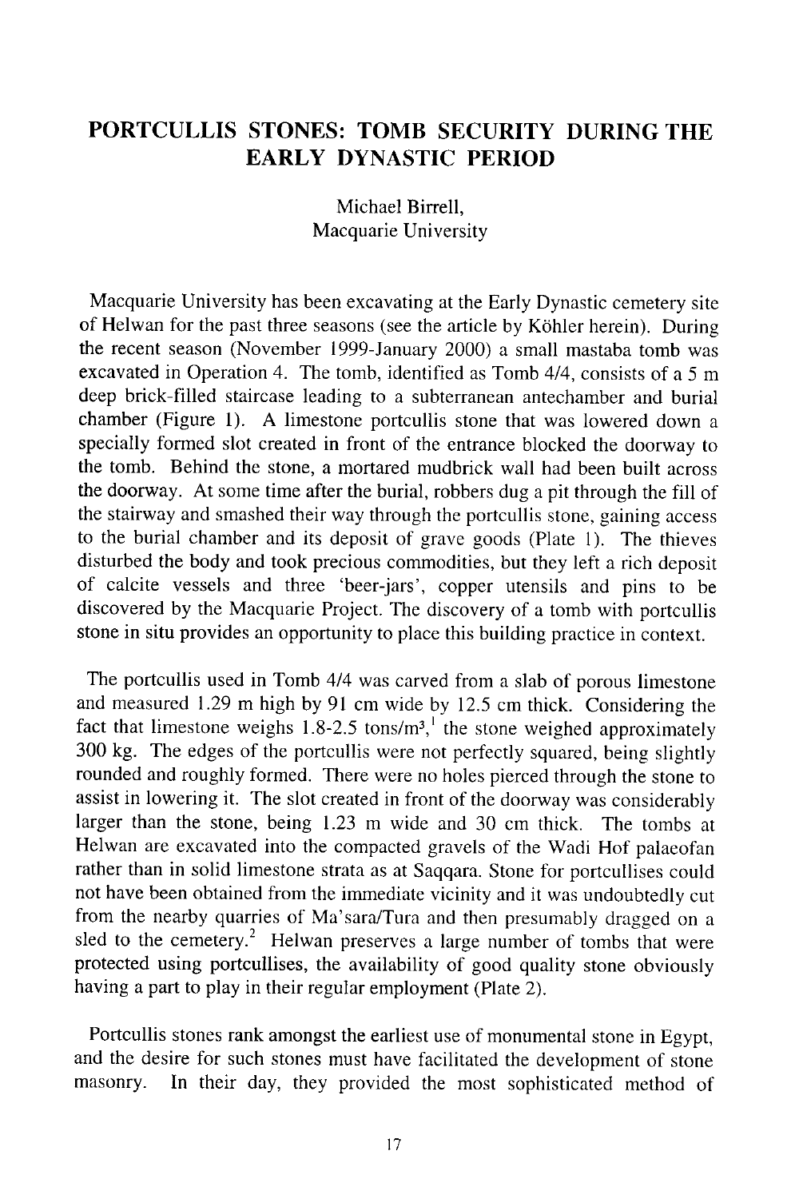# PORTCULLIS STONES: TOMB SECURITY DURING THE EARLY DYNASTIC PERIOD

Michael Birrell,
Macquarie University

Macquarie University has been excavating at the Early Dynastic cemetery site of Helwan for the past three seasons (see the article by Köhler herein). During the recent season (November 1999-January 2000) a small mastaba tomb was excavated in Operation 4. The tomb, identified as Tomb 4/4, consists of a 5 m deep brick-filled staircase leading to a subterranean antechamber and burial chamber (Figure 1). A limestone portcullis stone that was lowered down a specially formed slot created in front of the entrance blocked the doorway to the tomb. Behind the stone, a mortared mudbrick wall had been built across the doorway. At some time after the burial, robbers dug a pit through the fill of the stairway and smashed their way through the portcullis stone, gaining access to the burial chamber and its deposit of grave goods (Plate 1). The thieves disturbed the body and took precious commodities, but they left a rich deposit of calcite vessels and three 'beer-jars', copper utensils and pins to be discovered by the Macquarie Project. The discovery of a tomb with portcullis stone in situ provides an opportunity to place this building practice in context.

The portcullis used in Tomb 4/4 was carved from a slab of porous limestone and measured 1.29 m high by 91 cm wide by 12.5 cm thick. Considering the fact that limestone weighs 1.8-2.5 tons/$m^3$,[1] the stone weighed approximately 300 kg. The edges of the portcullis were not perfectly squared, being slightly rounded and roughly formed. There were no holes pierced through the stone to assist in lowering it. The slot created in front of the doorway was considerably larger than the stone, being 1.23 m wide and 30 cm thick. The tombs at Helwan are excavated into the compacted gravels of the Wadi Hof palaeofan rather than in solid limestone strata as at Saqqara. Stone for portcullises could not have been obtained from the immediate vicinity and it was undoubtedly cut from the nearby quarries of Ma'sara/Tura and then presumably dragged on a sled to the cemetery.[2] Helwan preserves a large number of tombs that were protected using portcullises, the availability of good quality stone obviously having a part to play in their regular employment (Plate 2).

Portcullis stones rank amongst the earliest use of monumental stone in Egypt, and the desire for such stones must have facilitated the development of stone masonry. In their day, they provided the most sophisticated method of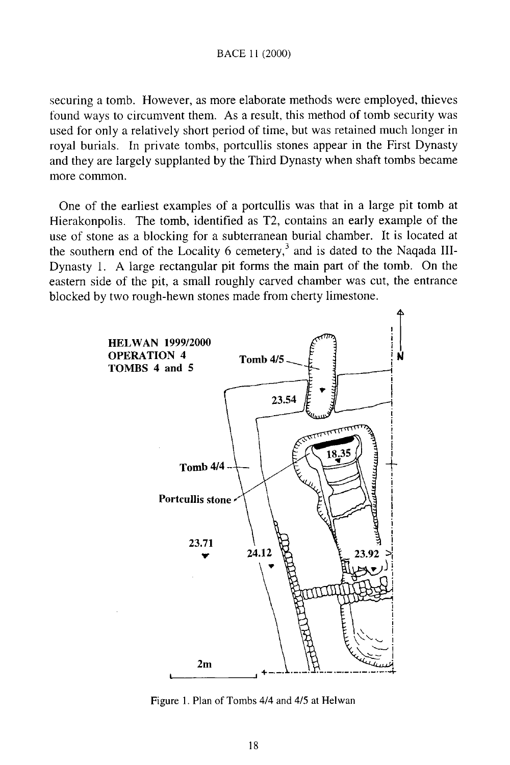securing a tomb. However, as more elaborate methods were employed, thieves found ways to circumvent them. As a result, this method of tomb security was used for only a relatively short period of time, but was retained much longer in royal burials. In private tombs, portcullis stones appear in the First Dynasty and they are largely supplanted by the Third Dynasty when shaft tombs became more common.

One of the earliest examples of a portcullis was that in a large pit tomb at Hierakonpolis. The tomb, identified as T2, contains an early example of the use of stone as a blocking for a subterranean burial chamber. It is located at the southern end of the Locality 6 cemetery,[3] and is dated to the Naqada III-Dynasty 1. A large rectangular pit forms the main part of the tomb. On the eastern side of the pit, a small roughly carved chamber was cut, the entrance blocked by two rough-hewn stones made from cherty limestone.

Figure 1. Plan of Tombs 4/4 and 4/5 at Helwan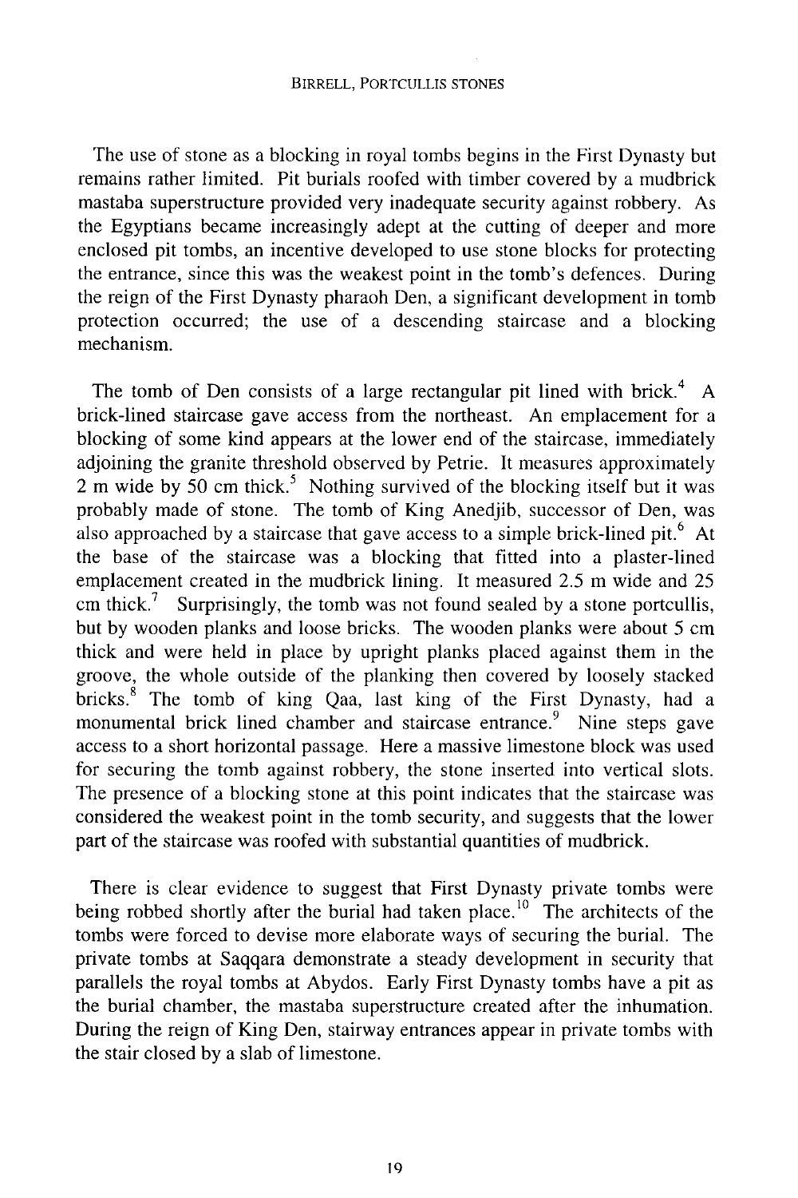The use of stone as a blocking in royal tombs begins in the First Dynasty but remains rather limited. Pit burials roofed with timber covered by a mudbrick mastaba superstructure provided very inadequate security against robbery. As the Egyptians became increasingly adept at the cutting of deeper and more enclosed pit tombs, an incentive developed to use stone blocks for protecting the entrance, since this was the weakest point in the tomb's defences. During the reign of the First Dynasty pharaoh Den, a significant development in tomb protection occurred; the use of a descending staircase and a blocking mechanism.

The tomb of Den consists of a large rectangular pit lined with brick.[4] A brick-lined staircase gave access from the northeast. An emplacement for a blocking of some kind appears at the lower end of the staircase, immediately adjoining the granite threshold observed by Petrie. It measures approximately 2 m wide by 50 cm thick.[5] Nothing survived of the blocking itself but it was probably made of stone. The tomb of King Anedjib, successor of Den, was also approached by a staircase that gave access to a simple brick-lined pit.[6] At the base of the staircase was a blocking that fitted into a plaster-lined emplacement created in the mudbrick lining. It measured 2.5 m wide and 25 cm thick.[7] Surprisingly, the tomb was not found sealed by a stone portcullis, but by wooden planks and loose bricks. The wooden planks were about 5 cm thick and were held in place by upright planks placed against them in the groove, the whole outside of the planking then covered by loosely stacked bricks.[8] The tomb of king Qaa, last king of the First Dynasty, had a monumental brick lined chamber and staircase entrance.[9] Nine steps gave access to a short horizontal passage. Here a massive limestone block was used for securing the tomb against robbery, the stone inserted into vertical slots. The presence of a blocking stone at this point indicates that the staircase was considered the weakest point in the tomb security, and suggests that the lower part of the staircase was roofed with substantial quantities of mudbrick.

There is clear evidence to suggest that First Dynasty private tombs were being robbed shortly after the burial had taken place.[10] The architects of the tombs were forced to devise more elaborate ways of securing the burial. The private tombs at Saqqara demonstrate a steady development in security that parallels the royal tombs at Abydos. Early First Dynasty tombs have a pit as the burial chamber, the mastaba superstructure created after the inhumation. During the reign of King Den, stairway entrances appear in private tombs with the stair closed by a slab of limestone.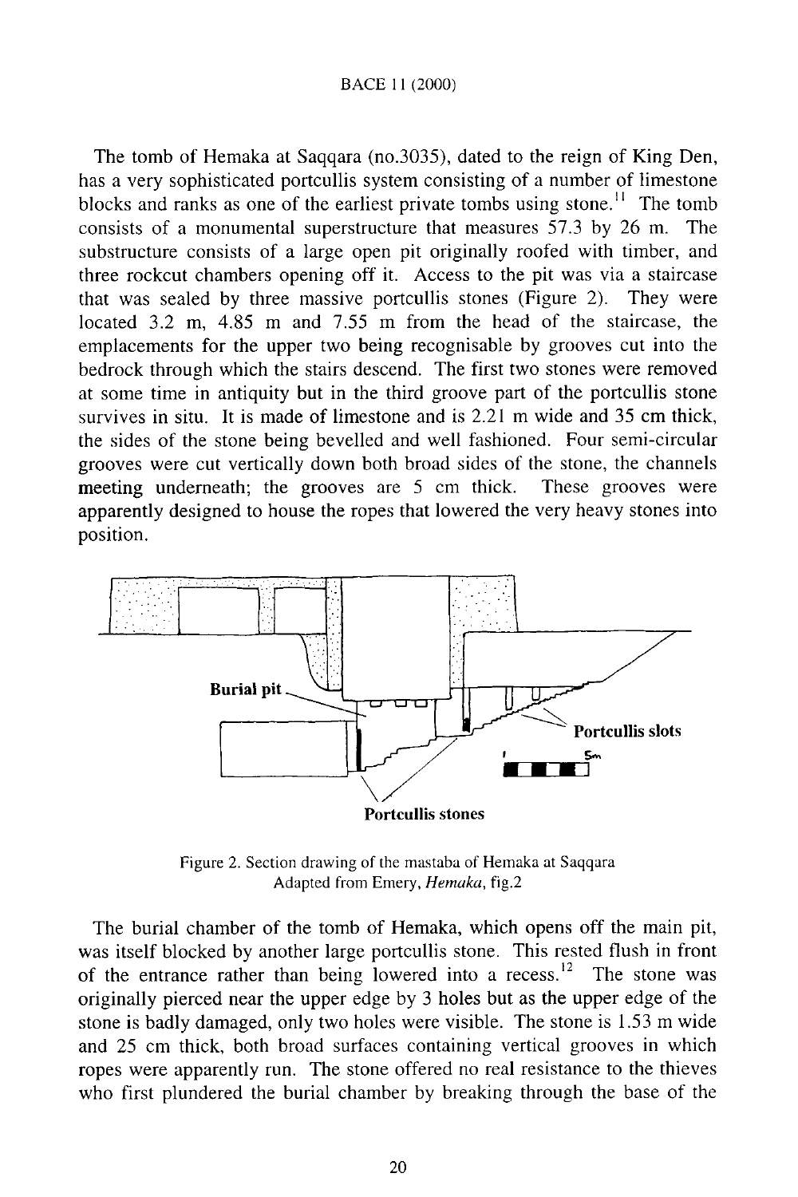The tomb of Hemaka at Saqqara (no.3035), dated to the reign of King Den, has a very sophisticated portcullis system consisting of a number of limestone blocks and ranks as one of the earliest private tombs using stone.[11] The tomb consists of a monumental superstructure that measures 57.3 by 26 m. The substructure consists of a large open pit originally roofed with timber, and three rockcut chambers opening off it. Access to the pit was via a staircase that was sealed by three massive portcullis stones (Figure 2). They were located 3.2 m, 4.85 m and 7.55 m from the head of the staircase, the emplacements for the upper two being recognisable by grooves cut into the bedrock through which the stairs descend. The first two stones were removed at some time in antiquity but in the third groove part of the portcullis stone survives in situ. It is made of limestone and is 2.21 m wide and 35 cm thick, the sides of the stone being bevelled and well fashioned. Four semi-circular grooves were cut vertically down both broad sides of the stone, the channels meeting underneath; the grooves are 5 cm thick. These grooves were apparently designed to house the ropes that lowered the very heavy stones into position.

Figure 2. Section drawing of the mastaba of Hemaka at Saqqara
Adapted from Emery, *Hemaka*, fig.2

The burial chamber of the tomb of Hemaka, which opens off the main pit, was itself blocked by another large portcullis stone. This rested flush in front of the entrance rather than being lowered into a recess.[12] The stone was originally pierced near the upper edge by 3 holes but as the upper edge of the stone is badly damaged, only two holes were visible. The stone is 1.53 m wide and 25 cm thick, both broad surfaces containing vertical grooves in which ropes were apparently run. The stone offered no real resistance to the thieves who first plundered the burial chamber by breaking through the base of the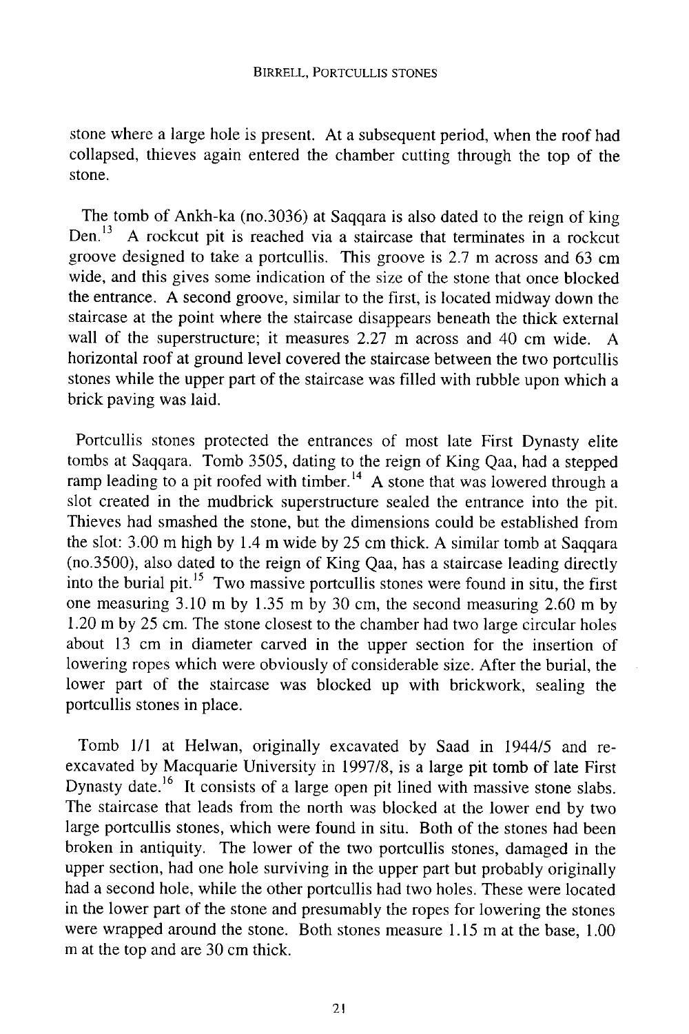stone where a large hole is present. At a subsequent period, when the roof had collapsed, thieves again entered the chamber cutting through the top of the stone.

The tomb of Ankh-ka (no.3036) at Saqqara is also dated to the reign of king Den.[13] A rockcut pit is reached via a staircase that terminates in a rockcut groove designed to take a portcullis. This groove is 2.7 m across and 63 cm wide, and this gives some indication of the size of the stone that once blocked the entrance. A second groove, similar to the first, is located midway down the staircase at the point where the staircase disappears beneath the thick external wall of the superstructure; it measures 2.27 m across and 40 cm wide. A horizontal roof at ground level covered the staircase between the two portcullis stones while the upper part of the staircase was filled with rubble upon which a brick paving was laid.

Portcullis stones protected the entrances of most late First Dynasty elite tombs at Saqqara. Tomb 3505, dating to the reign of King Qaa, had a stepped ramp leading to a pit roofed with timber.[14] A stone that was lowered through a slot created in the mudbrick superstructure sealed the entrance into the pit. Thieves had smashed the stone, but the dimensions could be established from the slot: 3.00 m high by 1.4 m wide by 25 cm thick. A similar tomb at Saqqara (no.3500), also dated to the reign of King Qaa, has a staircase leading directly into the burial pit.[15] Two massive portcullis stones were found in situ, the first one measuring 3.10 m by 1.35 m by 30 cm, the second measuring 2.60 m by 1.20 m by 25 cm. The stone closest to the chamber had two large circular holes about 13 cm in diameter carved in the upper section for the insertion of lowering ropes which were obviously of considerable size. After the burial, the lower part of the staircase was blocked up with brickwork, sealing the portcullis stones in place.

Tomb 1/1 at Helwan, originally excavated by Saad in 1944/5 and re-excavated by Macquarie University in 1997/8, is a large pit tomb of late First Dynasty date.[16] It consists of a large open pit lined with massive stone slabs. The staircase that leads from the north was blocked at the lower end by two large portcullis stones, which were found in situ. Both of the stones had been broken in antiquity. The lower of the two portcullis stones, damaged in the upper section, had one hole surviving in the upper part but probably originally had a second hole, while the other portcullis had two holes. These were located in the lower part of the stone and presumably the ropes for lowering the stones were wrapped around the stone. Both stones measure 1.15 m at the base, 1.00 m at the top and are 30 cm thick.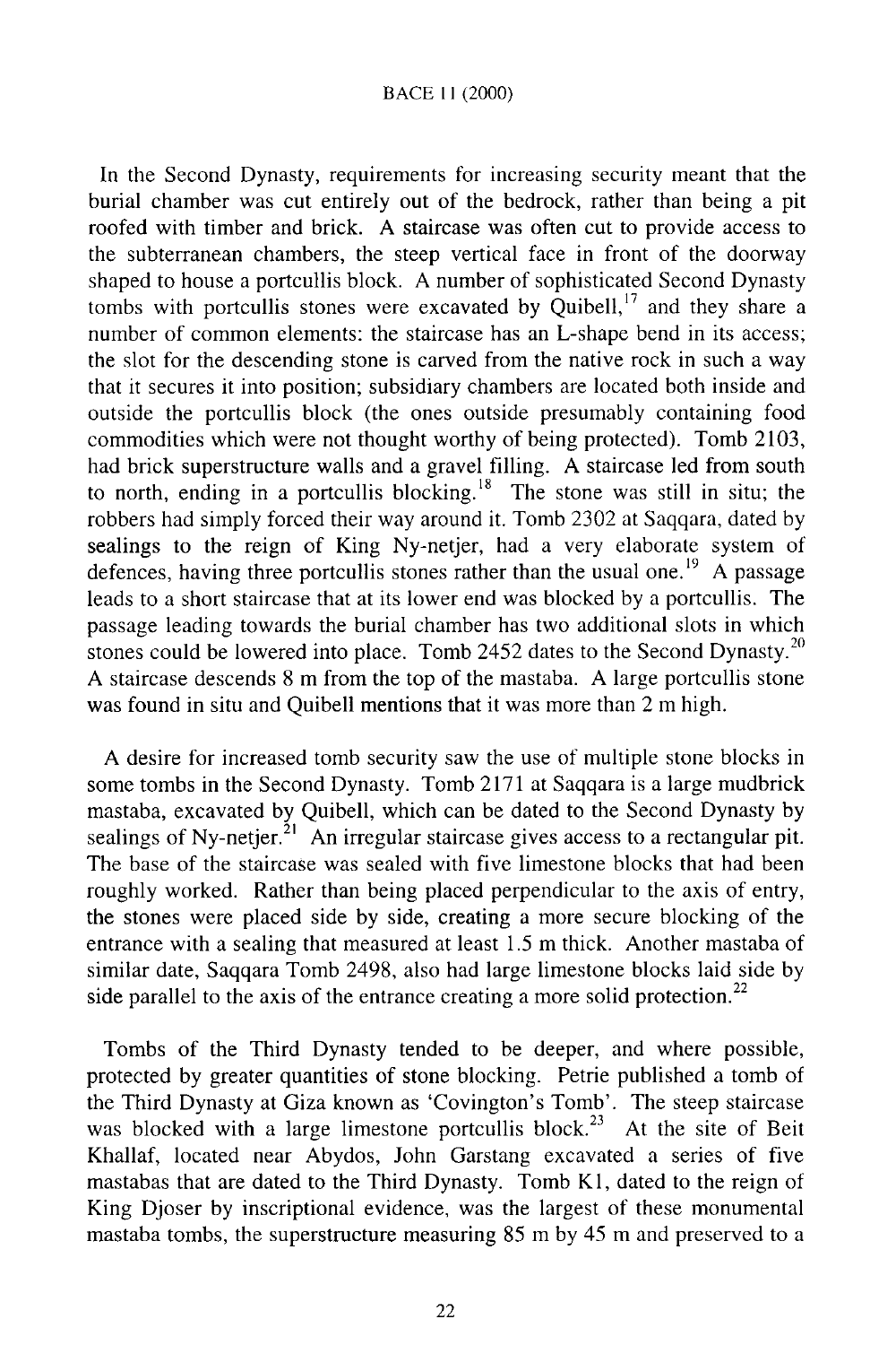In the Second Dynasty, requirements for increasing security meant that the burial chamber was cut entirely out of the bedrock, rather than being a pit roofed with timber and brick. A staircase was often cut to provide access to the subterranean chambers, the steep vertical face in front of the doorway shaped to house a portcullis block. A number of sophisticated Second Dynasty tombs with portcullis stones were excavated by Quibell,[17] and they share a number of common elements: the staircase has an L-shape bend in its access; the slot for the descending stone is carved from the native rock in such a way that it secures it into position; subsidiary chambers are located both inside and outside the portcullis block (the ones outside presumably containing food commodities which were not thought worthy of being protected). Tomb 2103, had brick superstructure walls and a gravel filling. A staircase led from south to north, ending in a portcullis blocking.[18] The stone was still in situ; the robbers had simply forced their way around it. Tomb 2302 at Saqqara, dated by sealings to the reign of King Ny-netjer, had a very elaborate system of defences, having three portcullis stones rather than the usual one.[19] A passage leads to a short staircase that at its lower end was blocked by a portcullis. The passage leading towards the burial chamber has two additional slots in which stones could be lowered into place. Tomb 2452 dates to the Second Dynasty.[20] A staircase descends 8 m from the top of the mastaba. A large portcullis stone was found in situ and Quibell mentions that it was more than 2 m high.

A desire for increased tomb security saw the use of multiple stone blocks in some tombs in the Second Dynasty. Tomb 2171 at Saqqara is a large mudbrick mastaba, excavated by Quibell, which can be dated to the Second Dynasty by sealings of Ny-netjer.[21] An irregular staircase gives access to a rectangular pit. The base of the staircase was sealed with five limestone blocks that had been roughly worked. Rather than being placed perpendicular to the axis of entry, the stones were placed side by side, creating a more secure blocking of the entrance with a sealing that measured at least 1.5 m thick. Another mastaba of similar date, Saqqara Tomb 2498, also had large limestone blocks laid side by side parallel to the axis of the entrance creating a more solid protection.[22]

Tombs of the Third Dynasty tended to be deeper, and where possible, protected by greater quantities of stone blocking. Petrie published a tomb of the Third Dynasty at Giza known as 'Covington's Tomb'. The steep staircase was blocked with a large limestone portcullis block.[23] At the site of Beit Khallaf, located near Abydos, John Garstang excavated a series of five mastabas that are dated to the Third Dynasty. Tomb K1, dated to the reign of King Djoser by inscriptional evidence, was the largest of these monumental mastaba tombs, the superstructure measuring 85 m by 45 m and preserved to a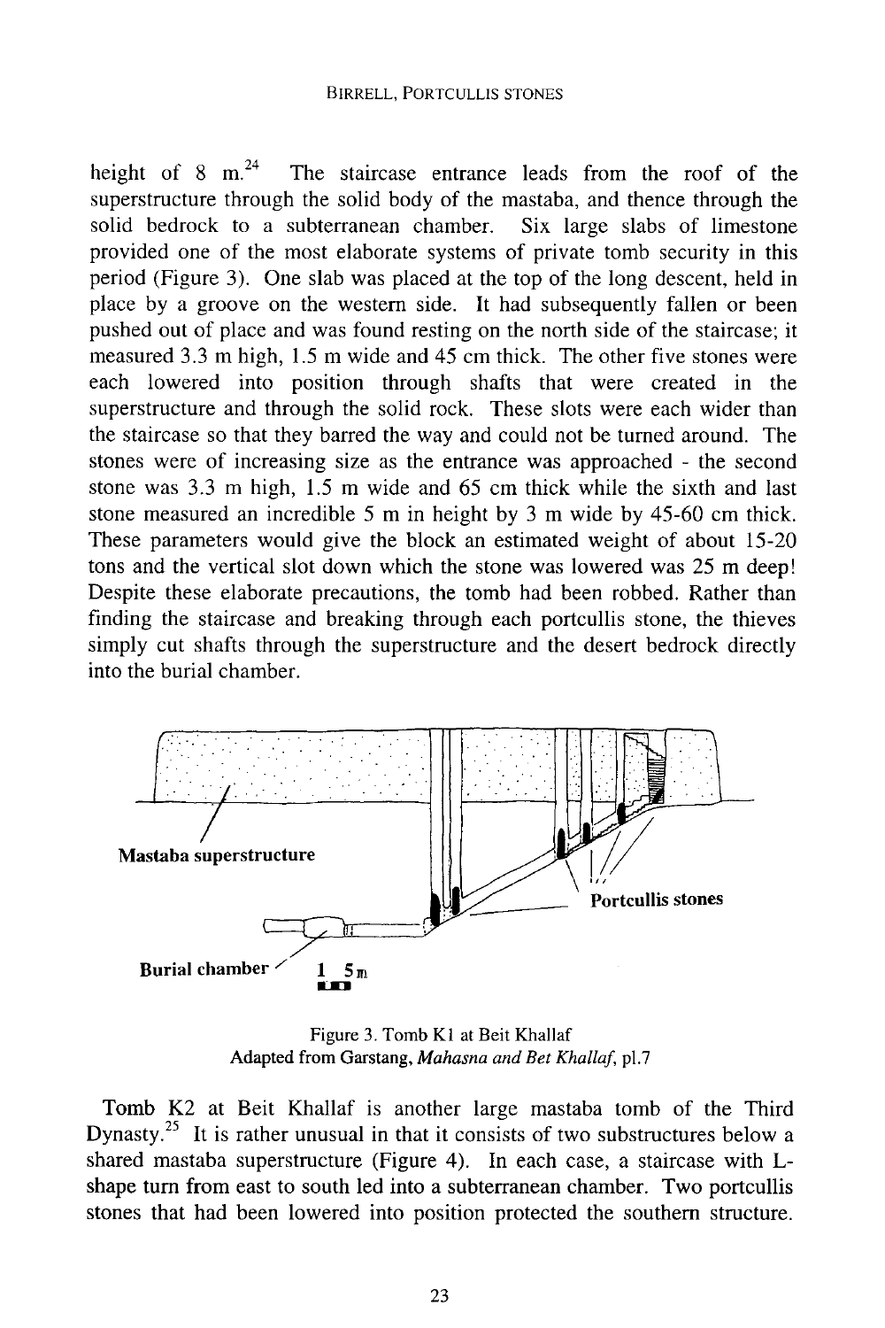height of 8 m.[24] The staircase entrance leads from the roof of the superstructure through the solid body of the mastaba, and thence through the solid bedrock to a subterranean chamber. Six large slabs of limestone provided one of the most elaborate systems of private tomb security in this period (Figure 3). One slab was placed at the top of the long descent, held in place by a groove on the western side. It had subsequently fallen or been pushed out of place and was found resting on the north side of the staircase; it measured 3.3 m high, 1.5 m wide and 45 cm thick. The other five stones were each lowered into position through shafts that were created in the superstructure and through the solid rock. These slots were each wider than the staircase so that they barred the way and could not be turned around. The stones were of increasing size as the entrance was approached - the second stone was 3.3 m high, 1.5 m wide and 65 cm thick while the sixth and last stone measured an incredible 5 m in height by 3 m wide by 45-60 cm thick. These parameters would give the block an estimated weight of about 15-20 tons and the vertical slot down which the stone was lowered was 25 m deep! Despite these elaborate precautions, the tomb had been robbed. Rather than finding the staircase and breaking through each portcullis stone, the thieves simply cut shafts through the superstructure and the desert bedrock directly into the burial chamber.

Mastaba superstructure

Portcullis stones

Burial chamber

1 5 m

Figure 3. Tomb K1 at Beit Khallaf
Adapted from Garstang, *Mahasna and Bet Khallaf*, pl.7

Tomb K2 at Beit Khallaf is another large mastaba tomb of the Third Dynasty.[25] It is rather unusual in that it consists of two substructures below a shared mastaba superstructure (Figure 4). In each case, a staircase with L-shape turn from east to south led into a subterranean chamber. Two portcullis stones that had been lowered into position protected the southern structure.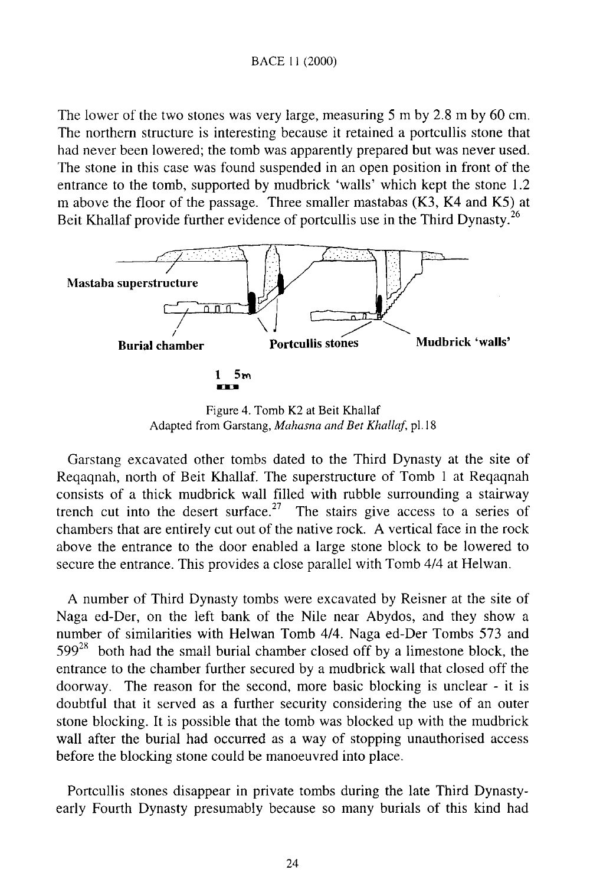The lower of the two stones was very large, measuring 5 m by 2.8 m by 60 cm. The northern structure is interesting because it retained a portcullis stone that had never been lowered; the tomb was apparently prepared but was never used. The stone in this case was found suspended in an open position in front of the entrance to the tomb, supported by mudbrick 'walls' which kept the stone 1.2 m above the floor of the passage. Three smaller mastabas (K3, K4 and K5) at Beit Khallaf provide further evidence of portcullis use in the Third Dynasty.[26]

Figure 4. Tomb K2 at Beit Khallaf
Adapted from Garstang, *Mahasna and Bet Khallaf*, pl. 18

Garstang excavated other tombs dated to the Third Dynasty at the site of Reqaqnah, north of Beit Khallaf. The superstructure of Tomb 1 at Reqaqnah consists of a thick mudbrick wall filled with rubble surrounding a stairway trench cut into the desert surface.[27] The stairs give access to a series of chambers that are entirely cut out of the native rock. A vertical face in the rock above the entrance to the door enabled a large stone block to be lowered to secure the entrance. This provides a close parallel with Tomb 4/4 at Helwan.

A number of Third Dynasty tombs were excavated by Reisner at the site of Naga ed-Der, on the left bank of the Nile near Abydos, and they show a number of similarities with Helwan Tomb 4/4. Naga ed-Der Tombs 573 and 599[28] both had the small burial chamber closed off by a limestone block, the entrance to the chamber further secured by a mudbrick wall that closed off the doorway. The reason for the second, more basic blocking is unclear - it is doubtful that it served as a further security considering the use of an outer stone blocking. It is possible that the tomb was blocked up with the mudbrick wall after the burial had occurred as a way of stopping unauthorised access before the blocking stone could be manoeuvred into place.

Portcullis stones disappear in private tombs during the late Third Dynasty-early Fourth Dynasty presumably because so many burials of this kind had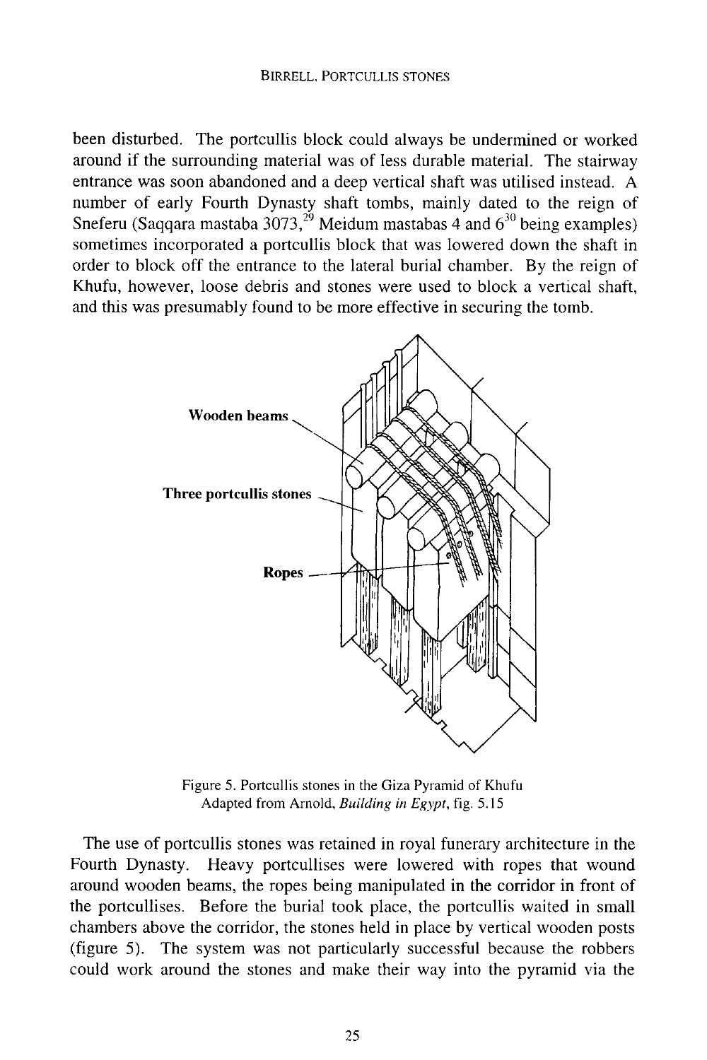been disturbed. The portcullis block could always be undermined or worked around if the surrounding material was of less durable material. The stairway entrance was soon abandoned and a deep vertical shaft was utilised instead. A number of early Fourth Dynasty shaft tombs, mainly dated to the reign of Sneferu (Saqqara mastaba 3073,[29] Meidum mastabas 4 and 6[30] being examples) sometimes incorporated a portcullis block that was lowered down the shaft in order to block off the entrance to the lateral burial chamber. By the reign of Khufu, however, loose debris and stones were used to block a vertical shaft, and this was presumably found to be more effective in securing the tomb.

Figure 5. Portcullis stones in the Giza Pyramid of Khufu
Adapted from Arnold, *Building in Egypt*, fig. 5.15

The use of portcullis stones was retained in royal funerary architecture in the Fourth Dynasty. Heavy portcullises were lowered with ropes that wound around wooden beams, the ropes being manipulated in the corridor in front of the portcullises. Before the burial took place, the portcullis waited in small chambers above the corridor, the stones held in place by vertical wooden posts (figure 5). The system was not particularly successful because the robbers could work around the stones and make their way into the pyramid via the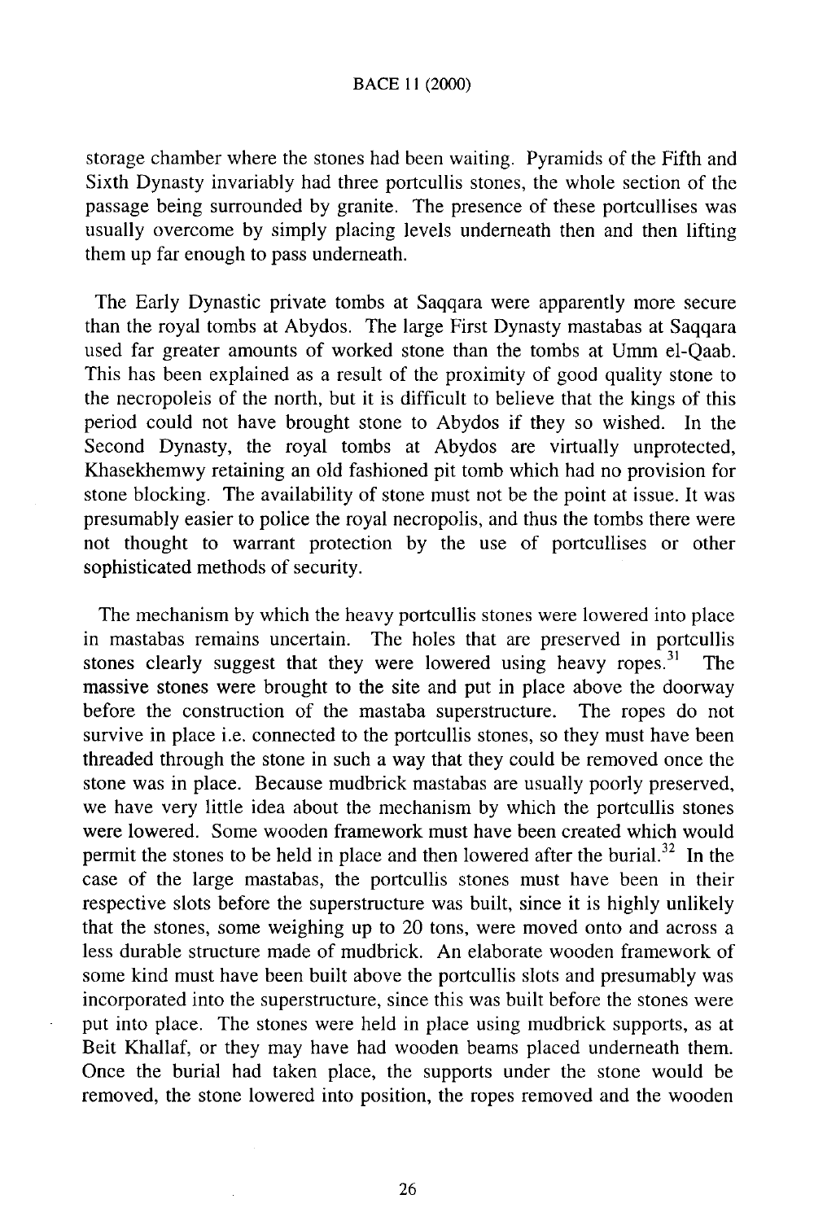storage chamber where the stones had been waiting. Pyramids of the Fifth and Sixth Dynasty invariably had three portcullis stones, the whole section of the passage being surrounded by granite. The presence of these portcullises was usually overcome by simply placing levels underneath then and then lifting them up far enough to pass underneath.

The Early Dynastic private tombs at Saqqara were apparently more secure than the royal tombs at Abydos. The large First Dynasty mastabas at Saqqara used far greater amounts of worked stone than the tombs at Umm el-Qaab. This has been explained as a result of the proximity of good quality stone to the necropoleis of the north, but it is difficult to believe that the kings of this period could not have brought stone to Abydos if they so wished. In the Second Dynasty, the royal tombs at Abydos are virtually unprotected, Khasekhemwy retaining an old fashioned pit tomb which had no provision for stone blocking. The availability of stone must not be the point at issue. It was presumably easier to police the royal necropolis, and thus the tombs there were not thought to warrant protection by the use of portcullises or other sophisticated methods of security.

The mechanism by which the heavy portcullis stones were lowered into place in mastabas remains uncertain. The holes that are preserved in portcullis stones clearly suggest that they were lowered using heavy ropes.[31] The massive stones were brought to the site and put in place above the doorway before the construction of the mastaba superstructure. The ropes do not survive in place i.e. connected to the portcullis stones, so they must have been threaded through the stone in such a way that they could be removed once the stone was in place. Because mudbrick mastabas are usually poorly preserved, we have very little idea about the mechanism by which the portcullis stones were lowered. Some wooden framework must have been created which would permit the stones to be held in place and then lowered after the burial.[32] In the case of the large mastabas, the portcullis stones must have been in their respective slots before the superstructure was built, since it is highly unlikely that the stones, some weighing up to 20 tons, were moved onto and across a less durable structure made of mudbrick. An elaborate wooden framework of some kind must have been built above the portcullis slots and presumably was incorporated into the superstructure, since this was built before the stones were put into place. The stones were held in place using mudbrick supports, as at Beit Khallaf, or they may have had wooden beams placed underneath them. Once the burial had taken place, the supports under the stone would be removed, the stone lowered into position, the ropes removed and the wooden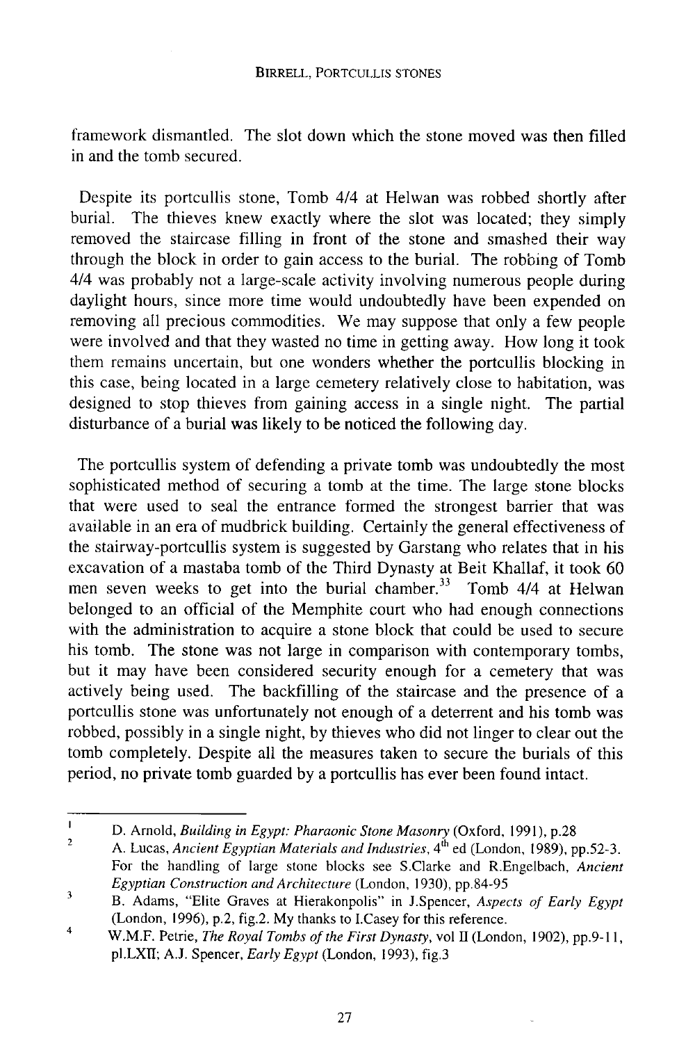framework dismantled. The slot down which the stone moved was then filled in and the tomb secured.

Despite its portcullis stone, Tomb 4/4 at Helwan was robbed shortly after burial. The thieves knew exactly where the slot was located; they simply removed the staircase filling in front of the stone and smashed their way through the block in order to gain access to the burial. The robbing of Tomb 4/4 was probably not a large-scale activity involving numerous people during daylight hours, since more time would undoubtedly have been expended on removing all precious commodities. We may suppose that only a few people were involved and that they wasted no time in getting away. How long it took them remains uncertain, but one wonders whether the portcullis blocking in this case, being located in a large cemetery relatively close to habitation, was designed to stop thieves from gaining access in a single night. The partial disturbance of a burial was likely to be noticed the following day.

The portcullis system of defending a private tomb was undoubtedly the most sophisticated method of securing a tomb at the time. The large stone blocks that were used to seal the entrance formed the strongest barrier that was available in an era of mudbrick building. Certainly the general effectiveness of the stairway-portcullis system is suggested by Garstang who relates that in his excavation of a mastaba tomb of the Third Dynasty at Beit Khallaf, it took 60 men seven weeks to get into the burial chamber.[33] Tomb 4/4 at Helwan belonged to an official of the Memphite court who had enough connections with the administration to acquire a stone block that could be used to secure his tomb. The stone was not large in comparison with contemporary tombs, but it may have been considered security enough for a cemetery that was actively being used. The backfilling of the staircase and the presence of a portcullis stone was unfortunately not enough of a deterrent and his tomb was robbed, possibly in a single night, by thieves who did not linger to clear out the tomb completely. Despite all the measures taken to secure the burials of this period, no private tomb guarded by a portcullis has ever been found intact.

---

1. D. Arnold, *Building in Egypt: Pharaonic Stone Masonry* (Oxford, 1991), p.28
2. A. Lucas, *Ancient Egyptian Materials and Industries*, 4th ed (London, 1989), pp.52-3. For the handling of large stone blocks see S.Clarke and R.Engelbach, *Ancient Egyptian Construction and Architecture* (London, 1930), pp.84-95
3. B. Adams, "Elite Graves at Hierakonpolis" in J.Spencer, *Aspects of Early Egypt* (London, 1996), p.2, fig.2. My thanks to I.Casey for this reference.
4. W.M.F. Petrie, *The Royal Tombs of the First Dynasty*, vol II (London, 1902), pp.9-11, pl.LXII; A.J. Spencer, *Early Egypt* (London, 1993), fig.3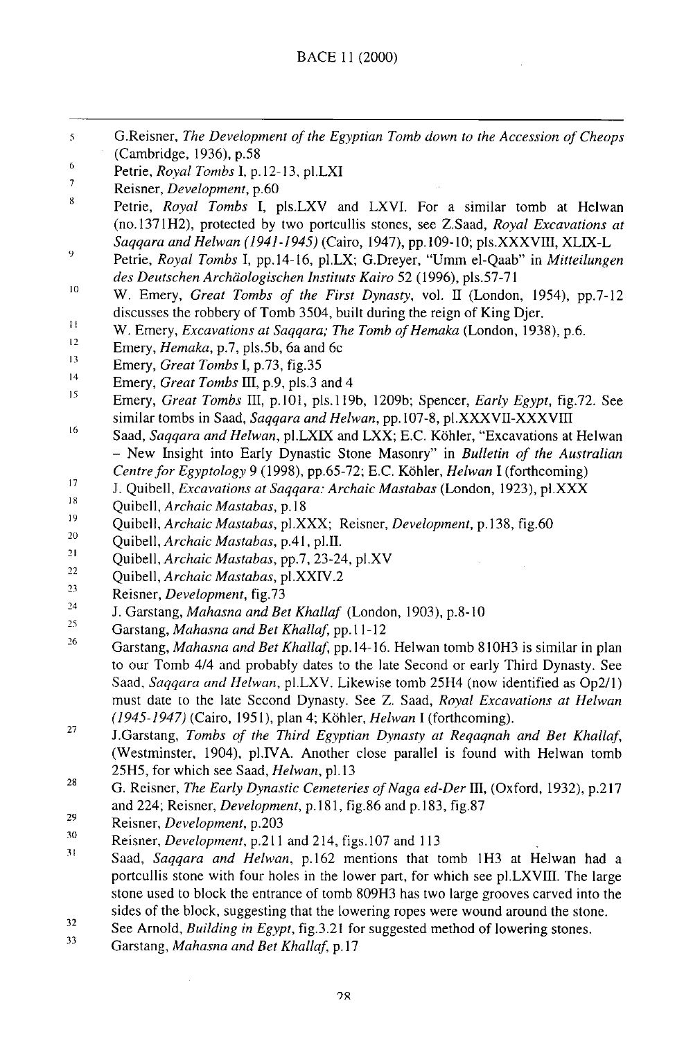5 G.Reisner, *The Development of the Egyptian Tomb down to the Accession of Cheops* (Cambridge, 1936), p.58

6 Petrie, *Royal Tombs* I, p.12-13, pl.LXI

7 Reisner, *Development*, p.60

8 Petrie, *Royal Tombs* I, pls.LXV and LXVI. For a similar tomb at Helwan (no.1371H2), protected by two portcullis stones, see Z.Saad, *Royal Excavations at Saqqara and Helwan (1941-1945)* (Cairo, 1947), pp.109-10; pls.XXXVIII, XLIX-L

9 Petrie, *Royal Tombs* I, pp.14-16, pl.LX; G.Dreyer, "Umm el-Qaab" in *Mitteilungen des Deutschen Archäologischen Instituts Kairo* 52 (1996), pls.57-71

10 W. Emery, *Great Tombs of the First Dynasty*, vol. II (London, 1954), pp.7-12 discusses the robbery of Tomb 3504, built during the reign of King Djer.

11 W. Emery, *Excavations at Saqqara; The Tomb of Hemaka* (London, 1938), p.6.

12 Emery, *Hemaka*, p.7, pls.5b, 6a and 6c

13 Emery, *Great Tombs* I, p.73, fig.35

14 Emery, *Great Tombs* III, p.9, pls.3 and 4

15 Emery, *Great Tombs* III, p.101, pls.119b, 1209b; Spencer, *Early Egypt*, fig.72. See similar tombs in Saad, *Saqqara and Helwan*, pp.107-8, pl.XXXVII-XXXVIII

16 Saad, *Saqqara and Helwan*, pl.LXIX and LXX; E.C. Köhler, "Excavations at Helwan – New Insight into Early Dynastic Stone Masonry" in *Bulletin of the Australian Centre for Egyptology* 9 (1998), pp.65-72; E.C. Köhler, *Helwan* I (forthcoming)

17 J. Quibell, *Excavations at Saqqara: Archaic Mastabas* (London, 1923), pl.XXX

18 Quibell, *Archaic Mastabas*, p.18

19 Quibell, *Archaic Mastabas*, pl.XXX; Reisner, *Development*, p.138, fig.60

20 Quibell, *Archaic Mastabas*, p.41, pl.II.

21 Quibell, *Archaic Mastabas*, pp.7, 23-24, pl.XV

22 Quibell, *Archaic Mastabas*, pl.XXIV.2

23 Reisner, *Development*, fig.73

24 J. Garstang, *Mahasna and Bet Khallaf* (London, 1903), p.8-10

25 Garstang, *Mahasna and Bet Khallaf*, pp.11-12

26 Garstang, *Mahasna and Bet Khallaf*, pp.14-16. Helwan tomb 810H3 is similar in plan to our Tomb 4/4 and probably dates to the late Second or early Third Dynasty. See Saad, *Saqqara and Helwan*, pl.LXV. Likewise tomb 25H4 (now identified as Op2/1) must date to the late Second Dynasty. See Z. Saad, *Royal Excavations at Helwan (1945-1947)* (Cairo, 1951), plan 4; Köhler, *Helwan* I (forthcoming).

27 J.Garstang, *Tombs of the Third Egyptian Dynasty at Reqaqnah and Bet Khallaf*, (Westminster, 1904), pl.IVA. Another close parallel is found with Helwan tomb 25H5, for which see Saad, *Helwan*, pl.13

28 G. Reisner, *The Early Dynastic Cemeteries of Naga ed-Der* III, (Oxford, 1932), p.217 and 224; Reisner, *Development*, p.181, fig.86 and p.183, fig.87

29 Reisner, *Development*, p.203

30 Reisner, *Development*, p.211 and 214, figs.107 and 113

31 Saad, *Saqqara and Helwan*, p.162 mentions that tomb 1H3 at Helwan had a portcullis stone with four holes in the lower part, for which see pl.LXVIII. The large stone used to block the entrance of tomb 809H3 has two large grooves carved into the sides of the block, suggesting that the lowering ropes were wound around the stone.

32 See Arnold, *Building in Egypt*, fig.3.21 for suggested method of lowering stones.

33 Garstang, *Mahasna and Bet Khallaf*, p.17